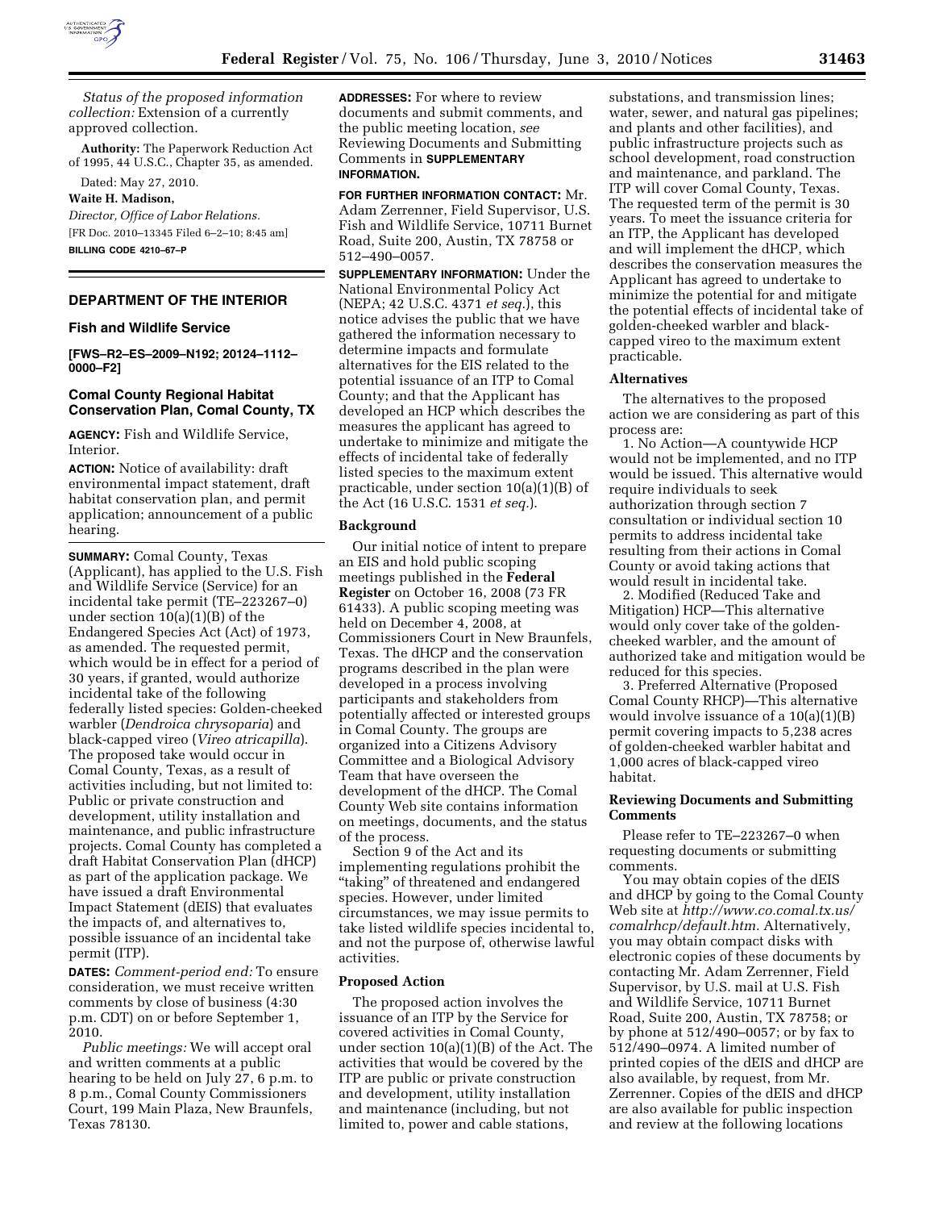*Status of the proposed information collection:* Extension of a currently approved collection.

**Authority:** The Paperwork Reduction Act of 1995, 44 U.S.C., Chapter 35, as amended.

Dated: May 27, 2010.

**Waite H. Madison,**

*Director, Office of Labor Relations.*

[FR Doc. 2010–13345 Filed 6–2–10; 8:45 am]

**BILLING CODE 4210–67–P**

## DEPARTMENT OF THE INTERIOR

### Fish and Wildlife Service

**[FWS–R2–ES–2009–N192; 20124–1112–0000–F2]**

### Comal County Regional Habitat Conservation Plan, Comal County, TX

**AGENCY:** Fish and Wildlife Service, Interior.

**ACTION:** Notice of availability: draft environmental impact statement, draft habitat conservation plan, and permit application; announcement of a public hearing.

**SUMMARY:** Comal County, Texas (Applicant), has applied to the U.S. Fish and Wildlife Service (Service) for an incidental take permit (TE–223267–0) under section 10(a)(1)(B) of the Endangered Species Act (Act) of 1973, as amended. The requested permit, which would be in effect for a period of 30 years, if granted, would authorize incidental take of the following federally listed species: Golden-cheeked warbler (*Dendroica chrysoparia*) and black-capped vireo (*Vireo atricapilla*). The proposed take would occur in Comal County, Texas, as a result of activities including, but not limited to: Public or private construction and development, utility installation and maintenance, and public infrastructure projects. Comal County has completed a draft Habitat Conservation Plan (dHCP) as part of the application package. We have issued a draft Environmental Impact Statement (dEIS) that evaluates the impacts of, and alternatives to, possible issuance of an incidental take permit (ITP).

**DATES:** *Comment-period end:* To ensure consideration, we must receive written comments by close of business (4:30 p.m. CDT) on or before September 1, 2010.

*Public meetings:* We will accept oral and written comments at a public hearing to be held on July 27, 6 p.m. to 8 p.m., Comal County Commissioners Court, 199 Main Plaza, New Braunfels, Texas 78130.

**ADDRESSES:** For where to review documents and submit comments, and the public meeting location, *see* Reviewing Documents and Submitting Comments in **SUPPLEMENTARY INFORMATION.**

**FOR FURTHER INFORMATION CONTACT:** Mr. Adam Zerrenner, Field Supervisor, U.S. Fish and Wildlife Service, 10711 Burnet Road, Suite 200, Austin, TX 78758 or 512–490–0057.

**SUPPLEMENTARY INFORMATION:** Under the National Environmental Policy Act (NEPA; 42 U.S.C. 4371 *et seq.*), this notice advises the public that we have gathered the information necessary to determine impacts and formulate alternatives for the EIS related to the potential issuance of an ITP to Comal County; and that the Applicant has developed an HCP which describes the measures the applicant has agreed to undertake to minimize and mitigate the effects of incidental take of federally listed species to the maximum extent practicable, under section 10(a)(1)(B) of the Act (16 U.S.C. 1531 *et seq.*).

#### Background

Our initial notice of intent to prepare an EIS and hold public scoping meetings published in the **Federal Register** on October 16, 2008 (73 FR 61433). A public scoping meeting was held on December 4, 2008, at Commissioners Court in New Braunfels, Texas. The dHCP and the conservation programs described in the plan were developed in a process involving participants and stakeholders from potentially affected or interested groups in Comal County. The groups are organized into a Citizens Advisory Committee and a Biological Advisory Team that have overseen the development of the dHCP. The Comal County Web site contains information on meetings, documents, and the status of the process.

Section 9 of the Act and its implementing regulations prohibit the "taking" of threatened and endangered species. However, under limited circumstances, we may issue permits to take listed wildlife species incidental to, and not the purpose of, otherwise lawful activities.

#### Proposed Action

The proposed action involves the issuance of an ITP by the Service for covered activities in Comal County, under section 10(a)(1)(B) of the Act. The activities that would be covered by the ITP are public or private construction and development, utility installation and maintenance (including, but not limited to, power and cable stations, substations, and transmission lines; water, sewer, and natural gas pipelines; and plants and other facilities), and public infrastructure projects such as school development, road construction and maintenance, and parkland. The ITP will cover Comal County, Texas. The requested term of the permit is 30 years. To meet the issuance criteria for an ITP, the Applicant has developed and will implement the dHCP, which describes the conservation measures the Applicant has agreed to undertake to minimize the potential for and mitigate the potential effects of incidental take of golden-cheeked warbler and black-capped vireo to the maximum extent practicable.

#### Alternatives

The alternatives to the proposed action we are considering as part of this process are:

1. No Action—A countywide HCP would not be implemented, and no ITP would be issued. This alternative would require individuals to seek authorization through section 7 consultation or individual section 10 permits to address incidental take resulting from their actions in Comal County or avoid taking actions that would result in incidental take.

2. Modified (Reduced Take and Mitigation) HCP—This alternative would only cover take of the golden-cheeked warbler, and the amount of authorized take and mitigation would be reduced for this species.

3. Preferred Alternative (Proposed Comal County RHCP)—This alternative would involve issuance of a 10(a)(1)(B) permit covering impacts to 5,238 acres of golden-cheeked warbler habitat and 1,000 acres of black-capped vireo habitat.

#### Reviewing Documents and Submitting Comments

Please refer to TE–223267–0 when requesting documents or submitting comments.

You may obtain copies of the dEIS and dHCP by going to the Comal County Web site at *http://www.co.comal.tx.us/comalrhcp/default.htm.* Alternatively, you may obtain compact disks with electronic copies of these documents by contacting Mr. Adam Zerrenner, Field Supervisor, by U.S. mail at U.S. Fish and Wildlife Service, 10711 Burnet Road, Suite 200, Austin, TX 78758; or by phone at 512/490–0057; or by fax to 512/490–0974. A limited number of printed copies of the dEIS and dHCP are also available, by request, from Mr. Zerrenner. Copies of the dEIS and dHCP are also available for public inspection and review at the following locations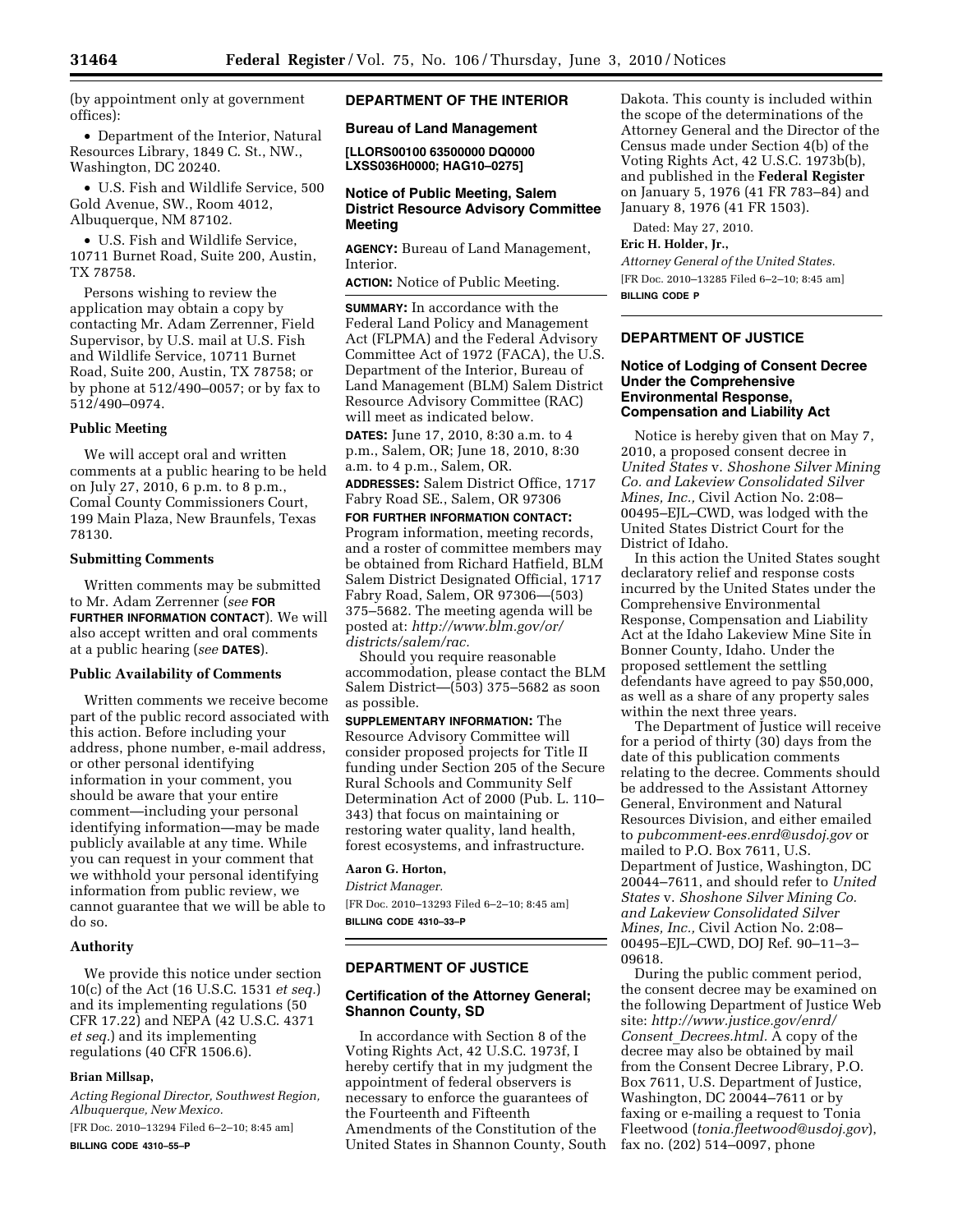(by appointment only at government offices):

- Department of the Interior, Natural Resources Library, 1849 C. St., NW., Washington, DC 20240.
- U.S. Fish and Wildlife Service, 500 Gold Avenue, SW., Room 4012, Albuquerque, NM 87102.
- U.S. Fish and Wildlife Service, 10711 Burnet Road, Suite 200, Austin, TX 78758.

Persons wishing to review the application may obtain a copy by contacting Mr. Adam Zerrenner, Field Supervisor, by U.S. mail at U.S. Fish and Wildlife Service, 10711 Burnet Road, Suite 200, Austin, TX 78758; or by phone at 512/490–0057; or by fax to 512/490–0974.

### Public Meeting

We will accept oral and written comments at a public hearing to be held on July 27, 2010, 6 p.m. to 8 p.m., Comal County Commissioners Court, 199 Main Plaza, New Braunfels, Texas 78130.

### Submitting Comments

Written comments may be submitted to Mr. Adam Zerrenner (*see* **FOR FURTHER INFORMATION CONTACT**). We will also accept written and oral comments at a public hearing (*see* **DATES**).

### Public Availability of Comments

Written comments we receive become part of the public record associated with this action. Before including your address, phone number, e-mail address, or other personal identifying information in your comment, you should be aware that your entire comment—including your personal identifying information—may be made publicly available at any time. While you can request in your comment that we withhold your personal identifying information from public review, we cannot guarantee that we will be able to do so.

### Authority

We provide this notice under section 10(c) of the Act (16 U.S.C. 1531 *et seq.*) and its implementing regulations (50 CFR 17.22) and NEPA (42 U.S.C. 4371 *et seq.*) and its implementing regulations (40 CFR 1506.6).

**Brian Millsap,**

*Acting Regional Director, Southwest Region, Albuquerque, New Mexico.*

[FR Doc. 2010–13294 Filed 6–2–10; 8:45 am]

**BILLING CODE 4310–55–P**

## DEPARTMENT OF THE INTERIOR

### Bureau of Land Management

**[LLORS00100 63500000 DQ0000 LXSS036H0000; HAG10–0275]**

### Notice of Public Meeting, Salem District Resource Advisory Committee Meeting

**AGENCY:** Bureau of Land Management, Interior.

**ACTION:** Notice of Public Meeting.

**SUMMARY:** In accordance with the Federal Land Policy and Management Act (FLPMA) and the Federal Advisory Committee Act of 1972 (FACA), the U.S. Department of the Interior, Bureau of Land Management (BLM) Salem District Resource Advisory Committee (RAC) will meet as indicated below.

**DATES:** June 17, 2010, 8:30 a.m. to 4 p.m., Salem, OR; June 18, 2010, 8:30 a.m. to 4 p.m., Salem, OR.

**ADDRESSES:** Salem District Office, 1717 Fabry Road SE., Salem, OR 97306

**FOR FURTHER INFORMATION CONTACT:** Program information, meeting records, and a roster of committee members may be obtained from Richard Hatfield, BLM Salem District Designated Official, 1717 Fabry Road, Salem, OR 97306—(503) 375–5682. The meeting agenda will be posted at: *http://www.blm.gov/or/districts/salem/rac.*

Should you require reasonable accommodation, please contact the BLM Salem District—(503) 375–5682 as soon as possible.

**SUPPLEMENTARY INFORMATION:** The Resource Advisory Committee will consider proposed projects for Title II funding under Section 205 of the Secure Rural Schools and Community Self Determination Act of 2000 (Pub. L. 110–343) that focus on maintaining or restoring water quality, land health, forest ecosystems, and infrastructure.

**Aaron G. Horton,**

*District Manager.*

[FR Doc. 2010–13293 Filed 6–2–10; 8:45 am]

**BILLING CODE 4310–33–P**

## DEPARTMENT OF JUSTICE

### Certification of the Attorney General; Shannon County, SD

In accordance with Section 8 of the Voting Rights Act, 42 U.S.C. 1973f, I hereby certify that in my judgment the appointment of federal observers is necessary to enforce the guarantees of the Fourteenth and Fifteenth Amendments of the Constitution of the United States in Shannon County, South Dakota. This county is included within the scope of the determinations of the Attorney General and the Director of the Census made under Section 4(b) of the Voting Rights Act, 42 U.S.C. 1973b(b), and published in the **Federal Register** on January 5, 1976 (41 FR 783–84) and January 8, 1976 (41 FR 1503).

Dated: May 27, 2010.

**Eric H. Holder, Jr.,**

*Attorney General of the United States.*

[FR Doc. 2010–13285 Filed 6–2–10; 8:45 am]

**BILLING CODE P**

## DEPARTMENT OF JUSTICE

### Notice of Lodging of Consent Decree Under the Comprehensive Environmental Response, Compensation and Liability Act

Notice is hereby given that on May 7, 2010, a proposed consent decree in *United States* v. *Shoshone Silver Mining Co. and Lakeview Consolidated Silver Mines, Inc.,* Civil Action No. 2:08–00495–EJL–CWD, was lodged with the United States District Court for the District of Idaho.

In this action the United States sought declaratory relief and response costs incurred by the United States under the Comprehensive Environmental Response, Compensation and Liability Act at the Idaho Lakeview Mine Site in Bonner County, Idaho. Under the proposed settlement the settling defendants have agreed to pay $50,000, as well as a share of any property sales within the next three years.

The Department of Justice will receive for a period of thirty (30) days from the date of this publication comments relating to the decree. Comments should be addressed to the Assistant Attorney General, Environment and Natural Resources Division, and either emailed to *pubcomment-ees.enrd@usdoj.gov* or mailed to P.O. Box 7611, U.S. Department of Justice, Washington, DC 20044–7611, and should refer to *United States* v. *Shoshone Silver Mining Co. and Lakeview Consolidated Silver Mines, Inc.,* Civil Action No. 2:08–00495–EJL–CWD, DOJ Ref. 90–11–3–09618.

During the public comment period, the consent decree may be examined on the following Department of Justice Web site: *http://www.justice.gov/enrd/Consent_Decrees.html.* A copy of the decree may also be obtained by mail from the Consent Decree Library, P.O. Box 7611, U.S. Department of Justice, Washington, DC 20044–7611 or by faxing or e-mailing a request to Tonia Fleetwood (*tonia.fleetwood@usdoj.gov*), fax no. (202) 514–0097, phone